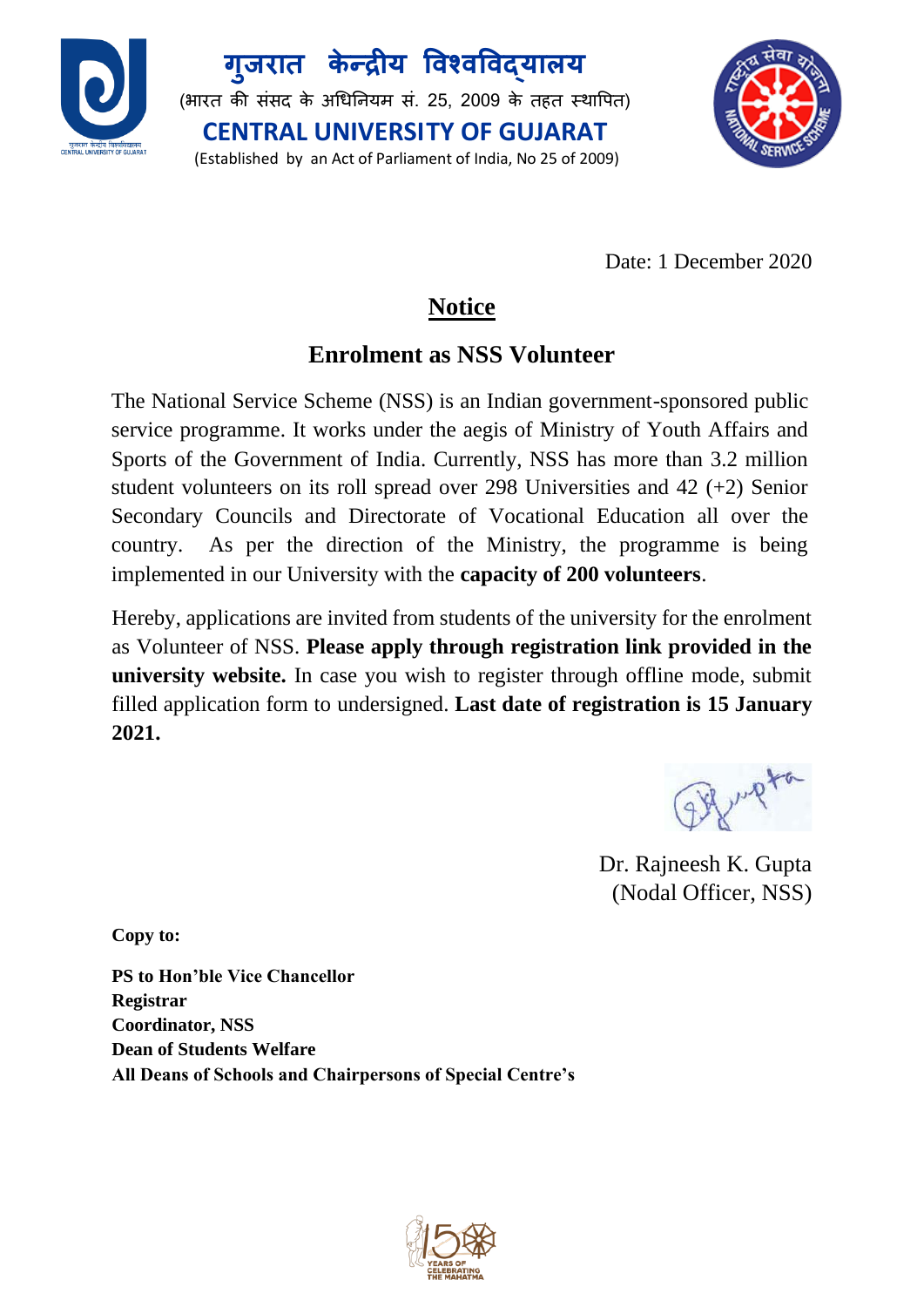# गुजरात केन्द्रीय विश्वविद्यालय

(भारत की संसद के अधिनियम सं. 25, 2009 के तहत स्थापित)

# CENTRAL UNIVERSITY OF GUJARAT

(Established by an Act of Parliament of India, No 25 of 2009)

Date: 1 December 2020

## Notice

## Enrolment as NSS Volunteer

The National Service Scheme (NSS) is an Indian government-sponsored public service programme. It works under the aegis of Ministry of Youth Affairs and Sports of the Government of India. Currently, NSS has more than 3.2 million student volunteers on its roll spread over 298 Universities and 42 (+2) Senior Secondary Councils and Directorate of Vocational Education all over the country. As per the direction of the Ministry, the programme is being implemented in our University with the **capacity of 200 volunteers**.

Hereby, applications are invited from students of the university for the enrolment as Volunteer of NSS. **Please apply through registration link provided in the university website.** In case you wish to register through offline mode, submit filled application form to undersigned. **Last date of registration is 15 January 2021.**

Dr. Rajneesh K. Gupta
(Nodal Officer, NSS)

**Copy to:**

**PS to Hon'ble Vice Chancellor**
**Registrar**
**Coordinator, NSS**
**Dean of Students Welfare**
**All Deans of Schools and Chairpersons of Special Centre's**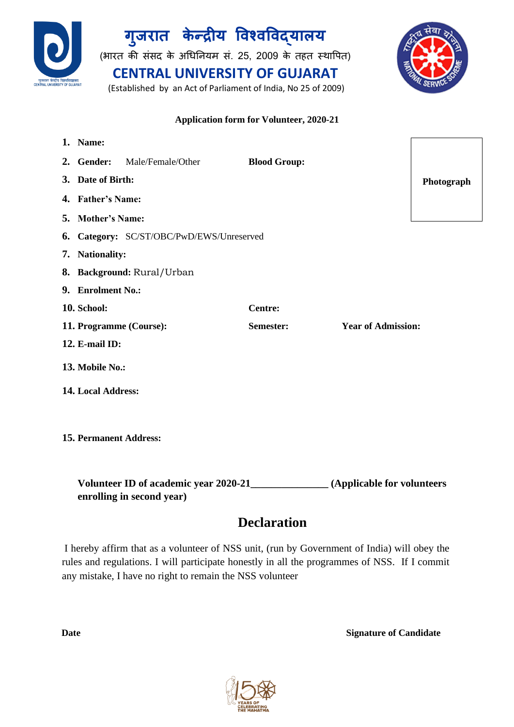# गुजरात केन्द्रीय विश्वविद्यालय

(भारत की संसद के अधिनियम सं. 25, 2009 के तहत स्थापित)

# CENTRAL UNIVERSITY OF GUJARAT

(Established by an Act of Parliament of India, No 25 of 2009)

**Application form for Volunteer, 2020-21**

**Photograph**

1. **Name:**
2. **Gender:** Male/Female/Other **Blood Group:**
3. **Date of Birth:**
4. **Father's Name:**
5. **Mother's Name:**
6. **Category:** SC/ST/OBC/PwD/EWS/Unreserved
7. **Nationality:**
8. **Background:** Rural/Urban
9. **Enrolment No.:**
10. **School:** **Centre:**
11. **Programme (Course):** **Semester:** **Year of Admission:**
12. **E-mail ID:**
13. **Mobile No.:**
14. **Local Address:**
15. **Permanent Address:**

**Volunteer ID of academic year 2020-21______________ (Applicable for volunteers enrolling in second year)**

## Declaration

I hereby affirm that as a volunteer of NSS unit, (run by Government of India) will obey the rules and regulations. I will participate honestly in all the programmes of NSS. If I commit any mistake, I have no right to remain the NSS volunteer

**Date** **Signature of Candidate**